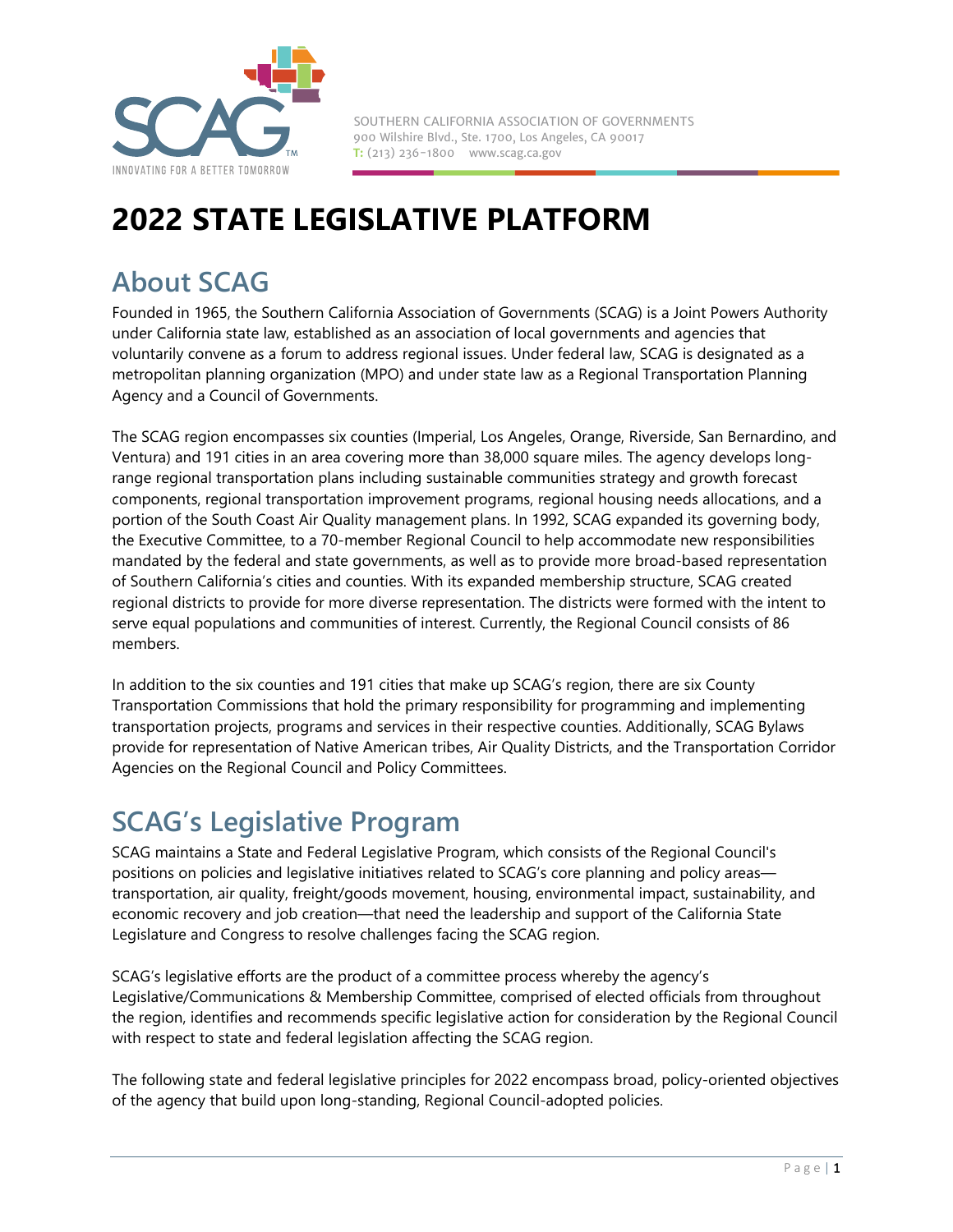SOUTHERN CALIFORNIA ASSOCIATION OF GOVERNMENTS
900 Wilshire Blvd., Ste. 1700, Los Angeles, CA 90017
T: (213) 236-1800 www.scag.ca.gov

# 2022 STATE LEGISLATIVE PLATFORM

## About SCAG

Founded in 1965, the Southern California Association of Governments (SCAG) is a Joint Powers Authority under California state law, established as an association of local governments and agencies that voluntarily convene as a forum to address regional issues. Under federal law, SCAG is designated as a metropolitan planning organization (MPO) and under state law as a Regional Transportation Planning Agency and a Council of Governments.

The SCAG region encompasses six counties (Imperial, Los Angeles, Orange, Riverside, San Bernardino, and Ventura) and 191 cities in an area covering more than 38,000 square miles. The agency develops long-range regional transportation plans including sustainable communities strategy and growth forecast components, regional transportation improvement programs, regional housing needs allocations, and a portion of the South Coast Air Quality management plans. In 1992, SCAG expanded its governing body, the Executive Committee, to a 70-member Regional Council to help accommodate new responsibilities mandated by the federal and state governments, as well as to provide more broad-based representation of Southern California's cities and counties. With its expanded membership structure, SCAG created regional districts to provide for more diverse representation. The districts were formed with the intent to serve equal populations and communities of interest. Currently, the Regional Council consists of 86 members.

In addition to the six counties and 191 cities that make up SCAG's region, there are six County Transportation Commissions that hold the primary responsibility for programming and implementing transportation projects, programs and services in their respective counties. Additionally, SCAG Bylaws provide for representation of Native American tribes, Air Quality Districts, and the Transportation Corridor Agencies on the Regional Council and Policy Committees.

## SCAG's Legislative Program

SCAG maintains a State and Federal Legislative Program, which consists of the Regional Council's positions on policies and legislative initiatives related to SCAG's core planning and policy areas—transportation, air quality, freight/goods movement, housing, environmental impact, sustainability, and economic recovery and job creation—that need the leadership and support of the California State Legislature and Congress to resolve challenges facing the SCAG region.

SCAG's legislative efforts are the product of a committee process whereby the agency's Legislative/Communications & Membership Committee, comprised of elected officials from throughout the region, identifies and recommends specific legislative action for consideration by the Regional Council with respect to state and federal legislation affecting the SCAG region.

The following state and federal legislative principles for 2022 encompass broad, policy-oriented objectives of the agency that build upon long-standing, Regional Council-adopted policies.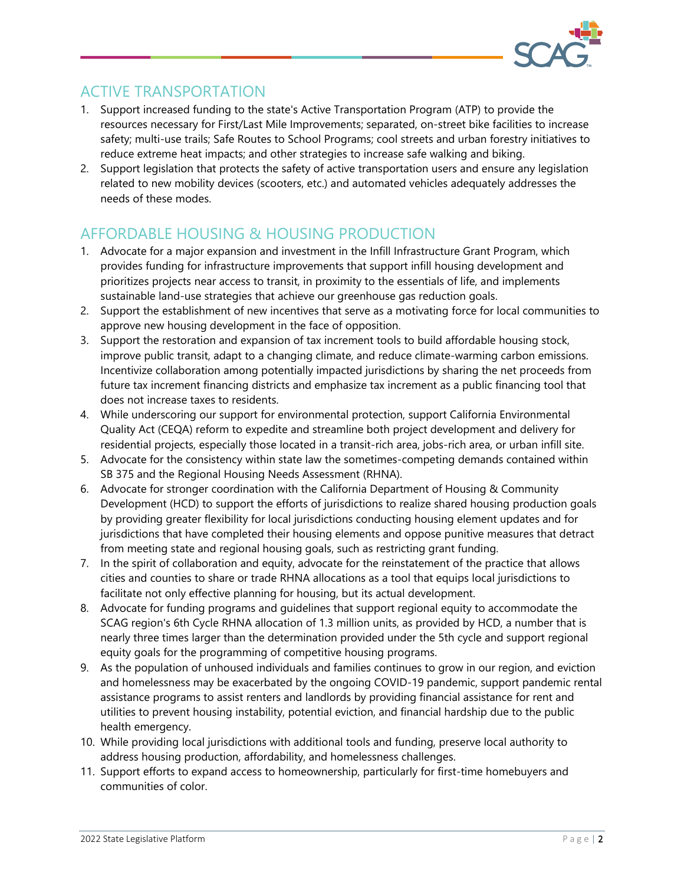## ACTIVE TRANSPORTATION

1. Support increased funding to the state's Active Transportation Program (ATP) to provide the resources necessary for First/Last Mile Improvements; separated, on-street bike facilities to increase safety; multi-use trails; Safe Routes to School Programs; cool streets and urban forestry initiatives to reduce extreme heat impacts; and other strategies to increase safe walking and biking.
2. Support legislation that protects the safety of active transportation users and ensure any legislation related to new mobility devices (scooters, etc.) and automated vehicles adequately addresses the needs of these modes.

## AFFORDABLE HOUSING & HOUSING PRODUCTION

1. Advocate for a major expansion and investment in the Infill Infrastructure Grant Program, which provides funding for infrastructure improvements that support infill housing development and prioritizes projects near access to transit, in proximity to the essentials of life, and implements sustainable land-use strategies that achieve our greenhouse gas reduction goals.
2. Support the establishment of new incentives that serve as a motivating force for local communities to approve new housing development in the face of opposition.
3. Support the restoration and expansion of tax increment tools to build affordable housing stock, improve public transit, adapt to a changing climate, and reduce climate-warming carbon emissions. Incentivize collaboration among potentially impacted jurisdictions by sharing the net proceeds from future tax increment financing districts and emphasize tax increment as a public financing tool that does not increase taxes to residents.
4. While underscoring our support for environmental protection, support California Environmental Quality Act (CEQA) reform to expedite and streamline both project development and delivery for residential projects, especially those located in a transit-rich area, jobs-rich area, or urban infill site.
5. Advocate for the consistency within state law the sometimes-competing demands contained within SB 375 and the Regional Housing Needs Assessment (RHNA).
6. Advocate for stronger coordination with the California Department of Housing & Community Development (HCD) to support the efforts of jurisdictions to realize shared housing production goals by providing greater flexibility for local jurisdictions conducting housing element updates and for jurisdictions that have completed their housing elements and oppose punitive measures that detract from meeting state and regional housing goals, such as restricting grant funding.
7. In the spirit of collaboration and equity, advocate for the reinstatement of the practice that allows cities and counties to share or trade RHNA allocations as a tool that equips local jurisdictions to facilitate not only effective planning for housing, but its actual development.
8. Advocate for funding programs and guidelines that support regional equity to accommodate the SCAG region's 6th Cycle RHNA allocation of 1.3 million units, as provided by HCD, a number that is nearly three times larger than the determination provided under the 5th cycle and support regional equity goals for the programming of competitive housing programs.
9. As the population of unhoused individuals and families continues to grow in our region, and eviction and homelessness may be exacerbated by the ongoing COVID-19 pandemic, support pandemic rental assistance programs to assist renters and landlords by providing financial assistance for rent and utilities to prevent housing instability, potential eviction, and financial hardship due to the public health emergency.
10. While providing local jurisdictions with additional tools and funding, preserve local authority to address housing production, affordability, and homelessness challenges.
11. Support efforts to expand access to homeownership, particularly for first-time homebuyers and communities of color.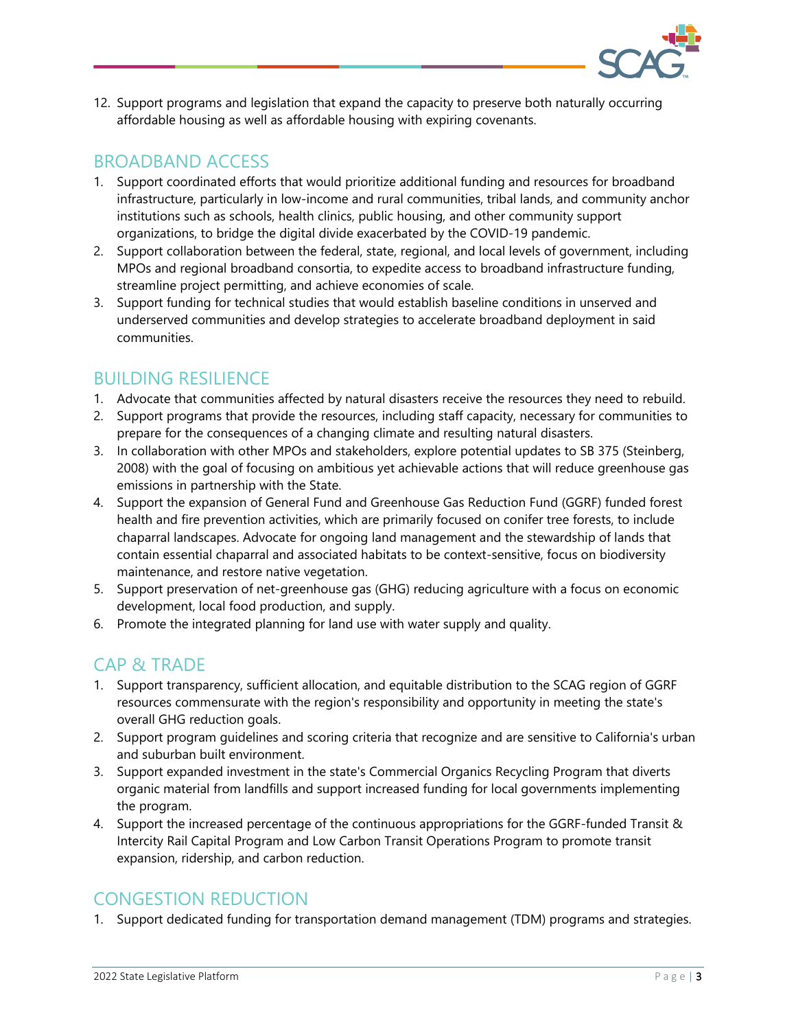12. Support programs and legislation that expand the capacity to preserve both naturally occurring affordable housing as well as affordable housing with expiring covenants.

## BROADBAND ACCESS

1. Support coordinated efforts that would prioritize additional funding and resources for broadband infrastructure, particularly in low-income and rural communities, tribal lands, and community anchor institutions such as schools, health clinics, public housing, and other community support organizations, to bridge the digital divide exacerbated by the COVID-19 pandemic.
2. Support collaboration between the federal, state, regional, and local levels of government, including MPOs and regional broadband consortia, to expedite access to broadband infrastructure funding, streamline project permitting, and achieve economies of scale.
3. Support funding for technical studies that would establish baseline conditions in unserved and underserved communities and develop strategies to accelerate broadband deployment in said communities.

## BUILDING RESILIENCE

1. Advocate that communities affected by natural disasters receive the resources they need to rebuild.
2. Support programs that provide the resources, including staff capacity, necessary for communities to prepare for the consequences of a changing climate and resulting natural disasters.
3. In collaboration with other MPOs and stakeholders, explore potential updates to SB 375 (Steinberg, 2008) with the goal of focusing on ambitious yet achievable actions that will reduce greenhouse gas emissions in partnership with the State.
4. Support the expansion of General Fund and Greenhouse Gas Reduction Fund (GGRF) funded forest health and fire prevention activities, which are primarily focused on conifer tree forests, to include chaparral landscapes. Advocate for ongoing land management and the stewardship of lands that contain essential chaparral and associated habitats to be context-sensitive, focus on biodiversity maintenance, and restore native vegetation.
5. Support preservation of net-greenhouse gas (GHG) reducing agriculture with a focus on economic development, local food production, and supply.
6. Promote the integrated planning for land use with water supply and quality.

## CAP & TRADE

1. Support transparency, sufficient allocation, and equitable distribution to the SCAG region of GGRF resources commensurate with the region's responsibility and opportunity in meeting the state's overall GHG reduction goals.
2. Support program guidelines and scoring criteria that recognize and are sensitive to California's urban and suburban built environment.
3. Support expanded investment in the state's Commercial Organics Recycling Program that diverts organic material from landfills and support increased funding for local governments implementing the program.
4. Support the increased percentage of the continuous appropriations for the GGRF-funded Transit & Intercity Rail Capital Program and Low Carbon Transit Operations Program to promote transit expansion, ridership, and carbon reduction.

## CONGESTION REDUCTION

1. Support dedicated funding for transportation demand management (TDM) programs and strategies.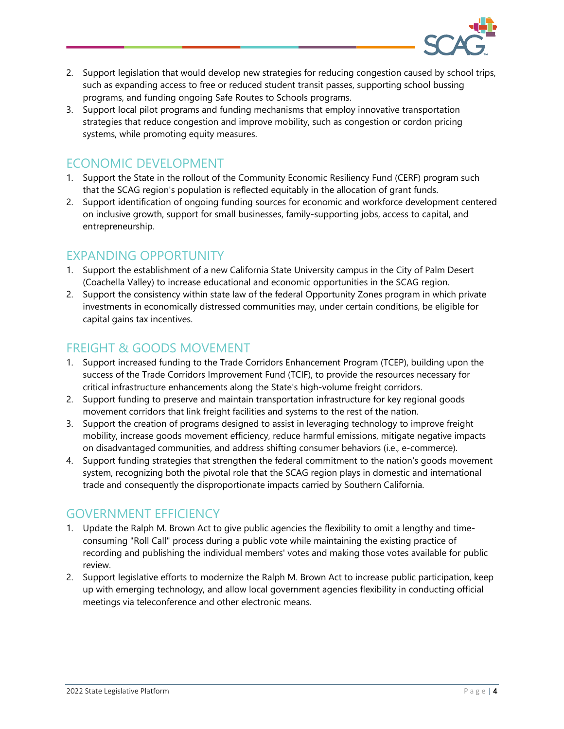2. Support legislation that would develop new strategies for reducing congestion caused by school trips, such as expanding access to free or reduced student transit passes, supporting school bussing programs, and funding ongoing Safe Routes to Schools programs.
3. Support local pilot programs and funding mechanisms that employ innovative transportation strategies that reduce congestion and improve mobility, such as congestion or cordon pricing systems, while promoting equity measures.

## ECONOMIC DEVELOPMENT

1. Support the State in the rollout of the Community Economic Resiliency Fund (CERF) program such that the SCAG region's population is reflected equitably in the allocation of grant funds.
2. Support identification of ongoing funding sources for economic and workforce development centered on inclusive growth, support for small businesses, family-supporting jobs, access to capital, and entrepreneurship.

## EXPANDING OPPORTUNITY

1. Support the establishment of a new California State University campus in the City of Palm Desert (Coachella Valley) to increase educational and economic opportunities in the SCAG region.
2. Support the consistency within state law of the federal Opportunity Zones program in which private investments in economically distressed communities may, under certain conditions, be eligible for capital gains tax incentives.

## FREIGHT & GOODS MOVEMENT

1. Support increased funding to the Trade Corridors Enhancement Program (TCEP), building upon the success of the Trade Corridors Improvement Fund (TCIF), to provide the resources necessary for critical infrastructure enhancements along the State's high-volume freight corridors.
2. Support funding to preserve and maintain transportation infrastructure for key regional goods movement corridors that link freight facilities and systems to the rest of the nation.
3. Support the creation of programs designed to assist in leveraging technology to improve freight mobility, increase goods movement efficiency, reduce harmful emissions, mitigate negative impacts on disadvantaged communities, and address shifting consumer behaviors (i.e., e-commerce).
4. Support funding strategies that strengthen the federal commitment to the nation's goods movement system, recognizing both the pivotal role that the SCAG region plays in domestic and international trade and consequently the disproportionate impacts carried by Southern California.

## GOVERNMENT EFFICIENCY

1. Update the Ralph M. Brown Act to give public agencies the flexibility to omit a lengthy and time-consuming "Roll Call" process during a public vote while maintaining the existing practice of recording and publishing the individual members' votes and making those votes available for public review.
2. Support legislative efforts to modernize the Ralph M. Brown Act to increase public participation, keep up with emerging technology, and allow local government agencies flexibility in conducting official meetings via teleconference and other electronic means.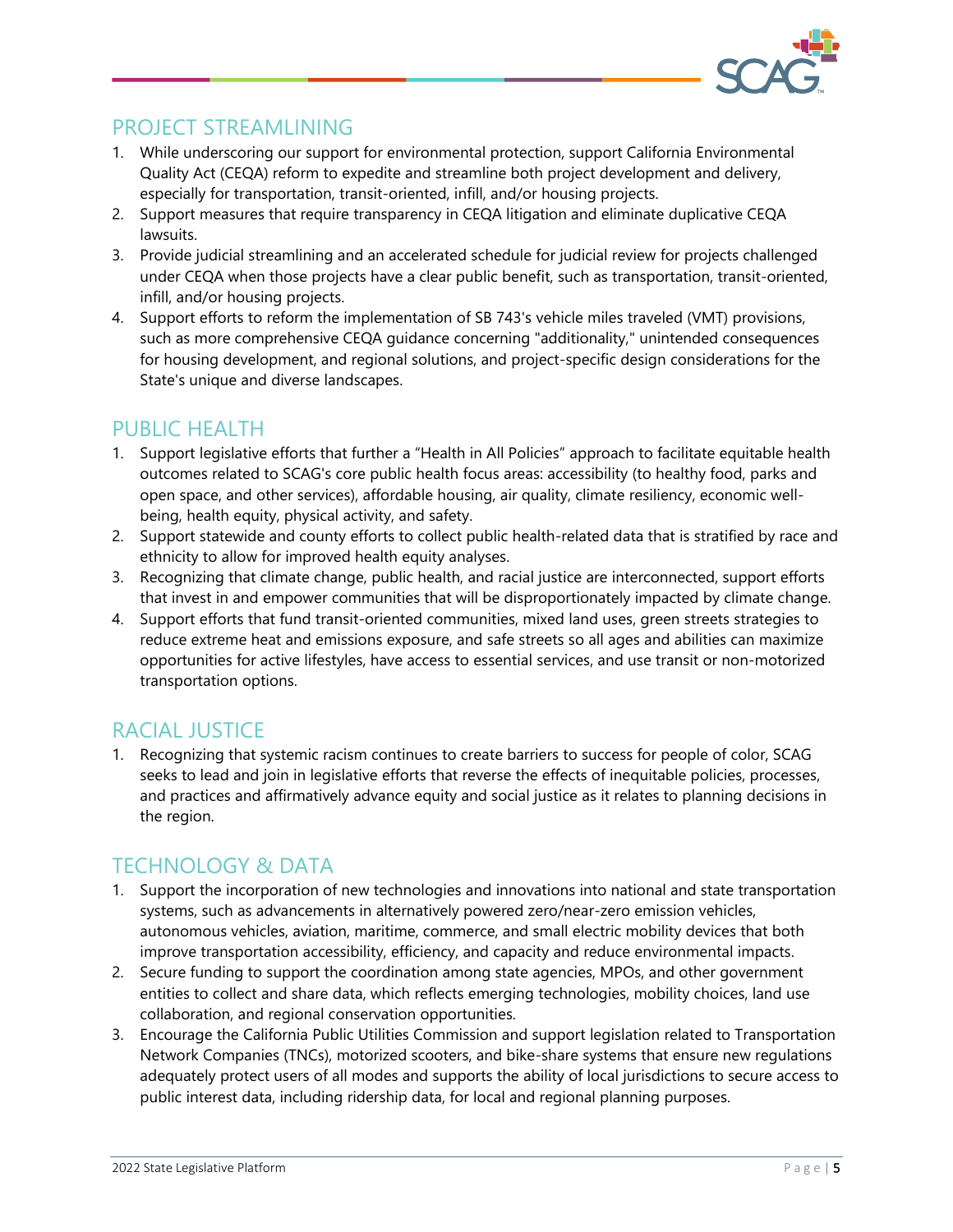## PROJECT STREAMLINING

1. While underscoring our support for environmental protection, support California Environmental Quality Act (CEQA) reform to expedite and streamline both project development and delivery, especially for transportation, transit-oriented, infill, and/or housing projects.
2. Support measures that require transparency in CEQA litigation and eliminate duplicative CEQA lawsuits.
3. Provide judicial streamlining and an accelerated schedule for judicial review for projects challenged under CEQA when those projects have a clear public benefit, such as transportation, transit-oriented, infill, and/or housing projects.
4. Support efforts to reform the implementation of SB 743's vehicle miles traveled (VMT) provisions, such as more comprehensive CEQA guidance concerning "additionality," unintended consequences for housing development, and regional solutions, and project-specific design considerations for the State's unique and diverse landscapes.

## PUBLIC HEALTH

1. Support legislative efforts that further a "Health in All Policies" approach to facilitate equitable health outcomes related to SCAG's core public health focus areas: accessibility (to healthy food, parks and open space, and other services), affordable housing, air quality, climate resiliency, economic well-being, health equity, physical activity, and safety.
2. Support statewide and county efforts to collect public health-related data that is stratified by race and ethnicity to allow for improved health equity analyses.
3. Recognizing that climate change, public health, and racial justice are interconnected, support efforts that invest in and empower communities that will be disproportionately impacted by climate change.
4. Support efforts that fund transit-oriented communities, mixed land uses, green streets strategies to reduce extreme heat and emissions exposure, and safe streets so all ages and abilities can maximize opportunities for active lifestyles, have access to essential services, and use transit or non-motorized transportation options.

## RACIAL JUSTICE

1. Recognizing that systemic racism continues to create barriers to success for people of color, SCAG seeks to lead and join in legislative efforts that reverse the effects of inequitable policies, processes, and practices and affirmatively advance equity and social justice as it relates to planning decisions in the region.

## TECHNOLOGY & DATA

1. Support the incorporation of new technologies and innovations into national and state transportation systems, such as advancements in alternatively powered zero/near-zero emission vehicles, autonomous vehicles, aviation, maritime, commerce, and small electric mobility devices that both improve transportation accessibility, efficiency, and capacity and reduce environmental impacts.
2. Secure funding to support the coordination among state agencies, MPOs, and other government entities to collect and share data, which reflects emerging technologies, mobility choices, land use collaboration, and regional conservation opportunities.
3. Encourage the California Public Utilities Commission and support legislation related to Transportation Network Companies (TNCs), motorized scooters, and bike-share systems that ensure new regulations adequately protect users of all modes and supports the ability of local jurisdictions to secure access to public interest data, including ridership data, for local and regional planning purposes.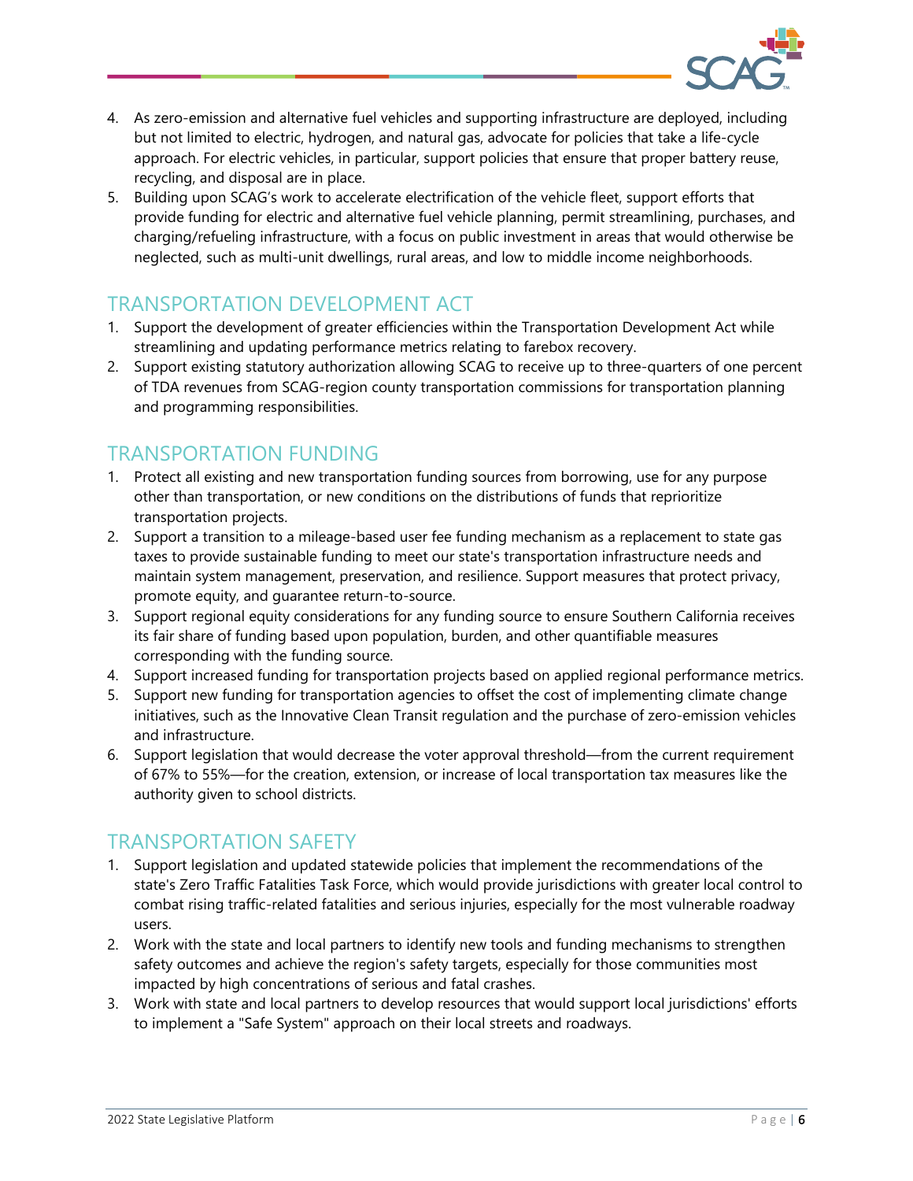4. As zero-emission and alternative fuel vehicles and supporting infrastructure are deployed, including but not limited to electric, hydrogen, and natural gas, advocate for policies that take a life-cycle approach. For electric vehicles, in particular, support policies that ensure that proper battery reuse, recycling, and disposal are in place.
5. Building upon SCAG's work to accelerate electrification of the vehicle fleet, support efforts that provide funding for electric and alternative fuel vehicle planning, permit streamlining, purchases, and charging/refueling infrastructure, with a focus on public investment in areas that would otherwise be neglected, such as multi-unit dwellings, rural areas, and low to middle income neighborhoods.

## TRANSPORTATION DEVELOPMENT ACT

1. Support the development of greater efficiencies within the Transportation Development Act while streamlining and updating performance metrics relating to farebox recovery.
2. Support existing statutory authorization allowing SCAG to receive up to three-quarters of one percent of TDA revenues from SCAG-region county transportation commissions for transportation planning and programming responsibilities.

## TRANSPORTATION FUNDING

1. Protect all existing and new transportation funding sources from borrowing, use for any purpose other than transportation, or new conditions on the distributions of funds that reprioritize transportation projects.
2. Support a transition to a mileage-based user fee funding mechanism as a replacement to state gas taxes to provide sustainable funding to meet our state's transportation infrastructure needs and maintain system management, preservation, and resilience. Support measures that protect privacy, promote equity, and guarantee return-to-source.
3. Support regional equity considerations for any funding source to ensure Southern California receives its fair share of funding based upon population, burden, and other quantifiable measures corresponding with the funding source.
4. Support increased funding for transportation projects based on applied regional performance metrics.
5. Support new funding for transportation agencies to offset the cost of implementing climate change initiatives, such as the Innovative Clean Transit regulation and the purchase of zero-emission vehicles and infrastructure.
6. Support legislation that would decrease the voter approval threshold—from the current requirement of 67% to 55%—for the creation, extension, or increase of local transportation tax measures like the authority given to school districts.

## TRANSPORTATION SAFETY

1. Support legislation and updated statewide policies that implement the recommendations of the state's Zero Traffic Fatalities Task Force, which would provide jurisdictions with greater local control to combat rising traffic-related fatalities and serious injuries, especially for the most vulnerable roadway users.
2. Work with the state and local partners to identify new tools and funding mechanisms to strengthen safety outcomes and achieve the region's safety targets, especially for those communities most impacted by high concentrations of serious and fatal crashes.
3. Work with state and local partners to develop resources that would support local jurisdictions' efforts to implement a "Safe System" approach on their local streets and roadways.